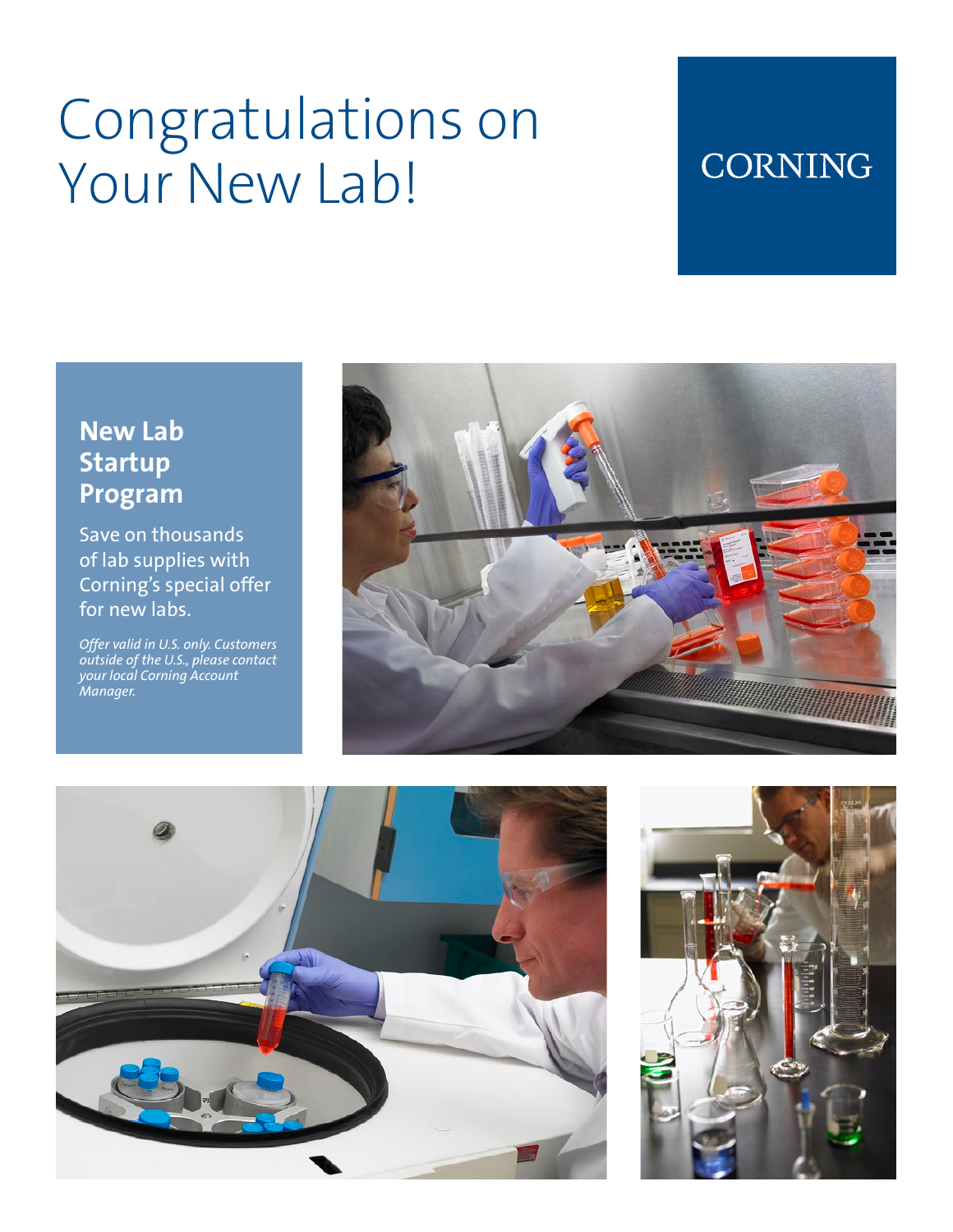# Congratulations on Your New Lab!

CORNING

## New Lab Startup Program

Save on thousands of lab supplies with Corning's special offer for new labs.

*Offer valid in U.S. only. Customers outside of the U.S., please contact your local Corning Account Manager.*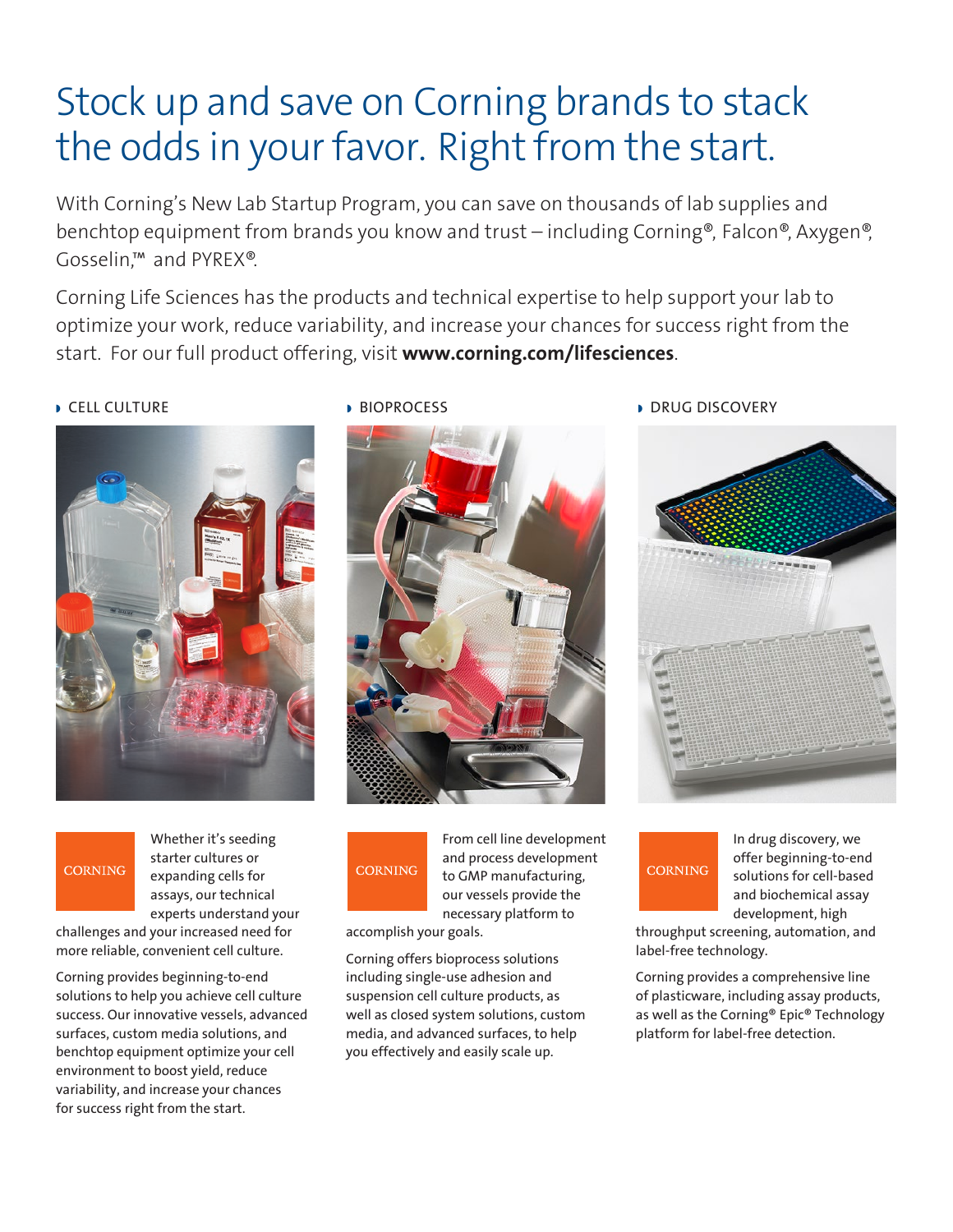# Stock up and save on Corning brands to stack the odds in your favor. Right from the start.

With Corning's New Lab Startup Program, you can save on thousands of lab supplies and benchtop equipment from brands you know and trust – including Corning®, Falcon®, Axygen®, Gosselin,™ and PYREX®.

Corning Life Sciences has the products and technical expertise to help support your lab to optimize your work, reduce variability, and increase your chances for success right from the start. For our full product offering, visit **www.corning.com/lifesciences**.

## CELL CULTURE

Whether it's seeding starter cultures or expanding cells for assays, our technical experts understand your challenges and your increased need for more reliable, convenient cell culture.

Corning provides beginning-to-end solutions to help you achieve cell culture success. Our innovative vessels, advanced surfaces, custom media solutions, and benchtop equipment optimize your cell environment to boost yield, reduce variability, and increase your chances for success right from the start.

## BIOPROCESS

From cell line development and process development to GMP manufacturing, our vessels provide the necessary platform to accomplish your goals.

Corning offers bioprocess solutions including single-use adhesion and suspension cell culture products, as well as closed system solutions, custom media, and advanced surfaces, to help you effectively and easily scale up.

## DRUG DISCOVERY

In drug discovery, we offer beginning-to-end solutions for cell-based and biochemical assay development, high throughput screening, automation, and label-free technology.

Corning provides a comprehensive line of plasticware, including assay products, as well as the Corning® Epic® Technology platform for label-free detection.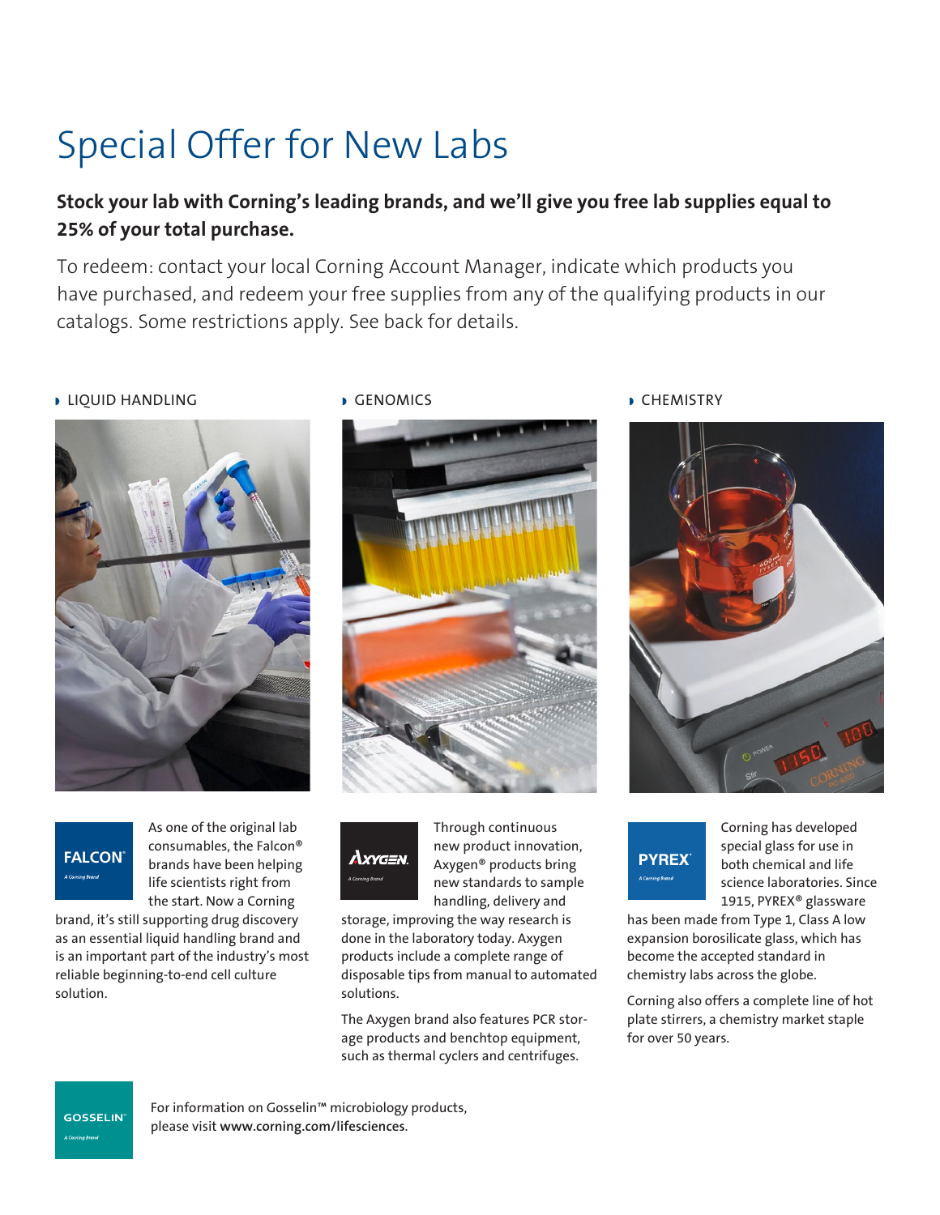# Special Offer for New Labs

**Stock your lab with Corning's leading brands, and we'll give you free lab supplies equal to 25% of your total purchase.**

To redeem: contact your local Corning Account Manager, indicate which products you have purchased, and redeem your free supplies from any of the qualifying products in our catalogs. Some restrictions apply. See back for details.

## LIQUID HANDLING

FALCON® A Corning Brand

As one of the original lab consumables, the Falcon® brands have been helping life scientists right from the start. Now a Corning brand, it's still supporting drug discovery as an essential liquid handling brand and is an important part of the industry's most reliable beginning-to-end cell culture solution.

## GENOMICS

AXYGEN® A Corning Brand

Through continuous new product innovation, Axygen® products bring new standards to sample handling, delivery and storage, improving the way research is done in the laboratory today. Axygen products include a complete range of disposable tips from manual to automated solutions.

The Axygen brand also features PCR storage products and benchtop equipment, such as thermal cyclers and centrifuges.

## CHEMISTRY

PYREX® A Corning Brand

Corning has developed special glass for use in both chemical and life science laboratories. Since 1915, PYREX® glassware has been made from Type 1, Class A low expansion borosilicate glass, which has become the accepted standard in chemistry labs across the globe.

Corning also offers a complete line of hot plate stirrers, a chemistry market staple for over 50 years.

GOSSELIN™ A Corning Brand

For information on Gosselin™ microbiology products, please visit **www.corning.com/lifesciences**.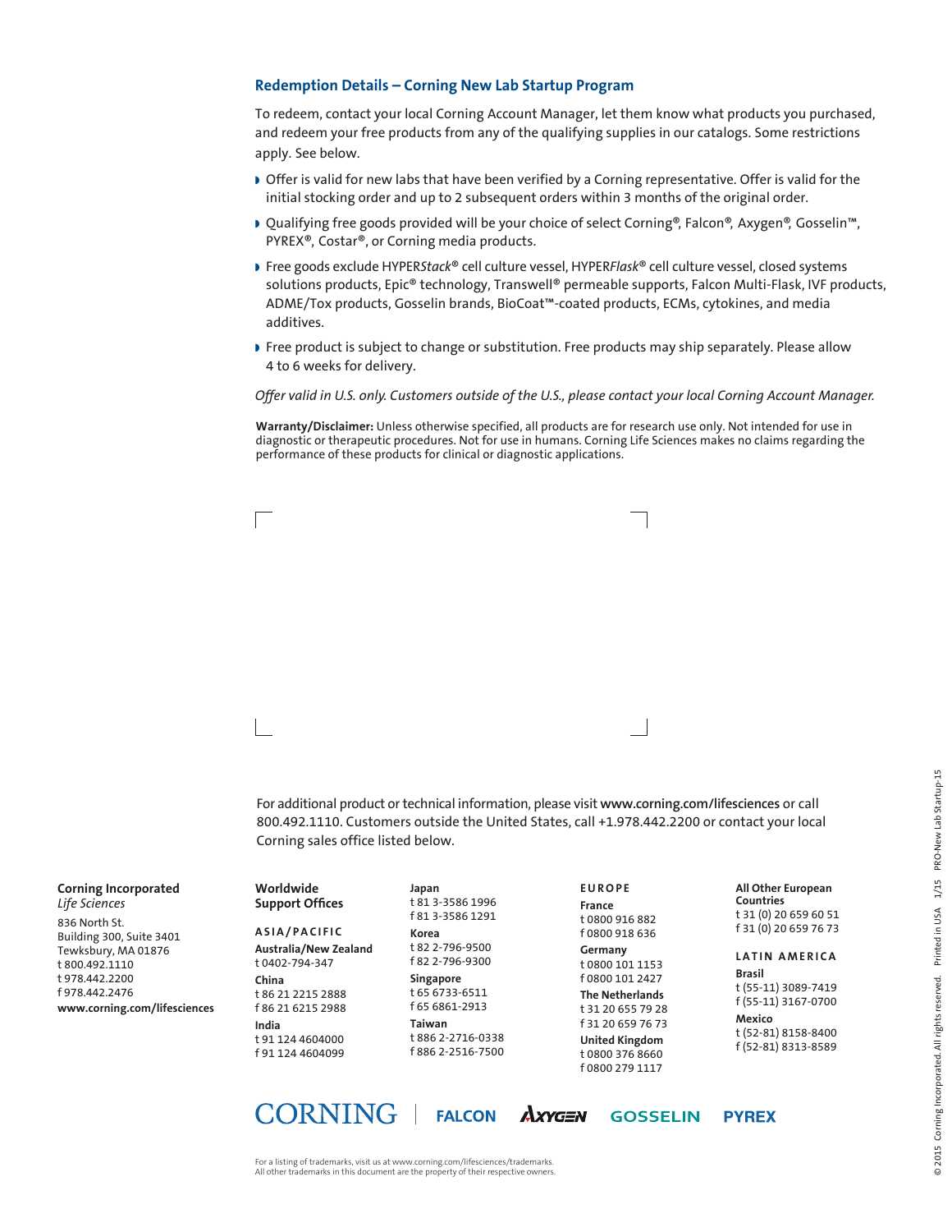## Redemption Details – Corning New Lab Startup Program

To redeem, contact your local Corning Account Manager, let them know what products you purchased, and redeem your free products from any of the qualifying supplies in our catalogs. Some restrictions apply. See below.

- Offer is valid for new labs that have been verified by a Corning representative. Offer is valid for the initial stocking order and up to 2 subsequent orders within 3 months of the original order.
- Qualifying free goods provided will be your choice of select Corning®, Falcon®, Axygen®, Gosselin™, PYREX®, Costar®, or Corning media products.
- Free goods exclude HYPER*Stack*® cell culture vessel, HYPER*Flask*® cell culture vessel, closed systems solutions products, Epic® technology, Transwell® permeable supports, Falcon Multi-Flask, IVF products, ADME/Tox products, Gosselin brands, BioCoat™-coated products, ECMs, cytokines, and media additives.
- Free product is subject to change or substitution. Free products may ship separately. Please allow 4 to 6 weeks for delivery.

*Offer valid in U.S. only. Customers outside of the U.S., please contact your local Corning Account Manager.*

**Warranty/Disclaimer:** Unless otherwise specified, all products are for research use only. Not intended for use in diagnostic or therapeutic procedures. Not for use in humans. Corning Life Sciences makes no claims regarding the performance of these products for clinical or diagnostic applications.

For additional product or technical information, please visit **www.corning.com/lifesciences** or call 800.492.1110. Customers outside the United States, call +1.978.442.2200 or contact your local Corning sales office listed below.

**Corning Incorporated**
*Life Sciences*
836 North St.
Building 300, Suite 3401
Tewksbury, MA 01876
t 800.492.1110
t 978.442.2200
f 978.442.2476
**www.corning.com/lifesciences**

**Worldwide Support Offices**

**ASIA/PACIFIC**

**Australia/New Zealand**
t 0402-794-347

**China**
t 86 21 2215 2888
f 86 21 6215 2988

**India**
t 91 124 4604000
f 91 124 4604099

**Japan**
t 81 3-3586 1996
f 81 3-3586 1291

**Korea**
t 82 2-796-9500
f 82 2-796-9300

**Singapore**
t 65 6733-6511
f 65 6861-2913

**Taiwan**
t 886 2-2716-0338
f 886 2-2516-7500

**EUROPE**

**France**
t 0800 916 882
f 0800 918 636

**Germany**
t 0800 101 1153
f 0800 101 2427

**The Netherlands**
t 31 20 655 79 28
f 31 20 659 76 73

**United Kingdom**
t 0800 376 8660
f 0800 279 1117

**All Other European Countries**
t 31 (0) 20 659 60 51
f 31 (0) 20 659 76 73

**LATIN AMERICA**

**Brasil**
t (55-11) 3089-7419
f (55-11) 3167-0700

**Mexico**
t (52-81) 8158-8400
f (52-81) 8313-8589

CORNING | FALCON AXYGEN GOSSELIN PYREX

For a listing of trademarks, visit us at www.corning.com/lifesciences/trademarks.
All other trademarks in this document are the property of their respective owners.

© 2015 Corning Incorporated. All rights reserved. Printed in USA 1/15 PRO-New Lab Startup-15